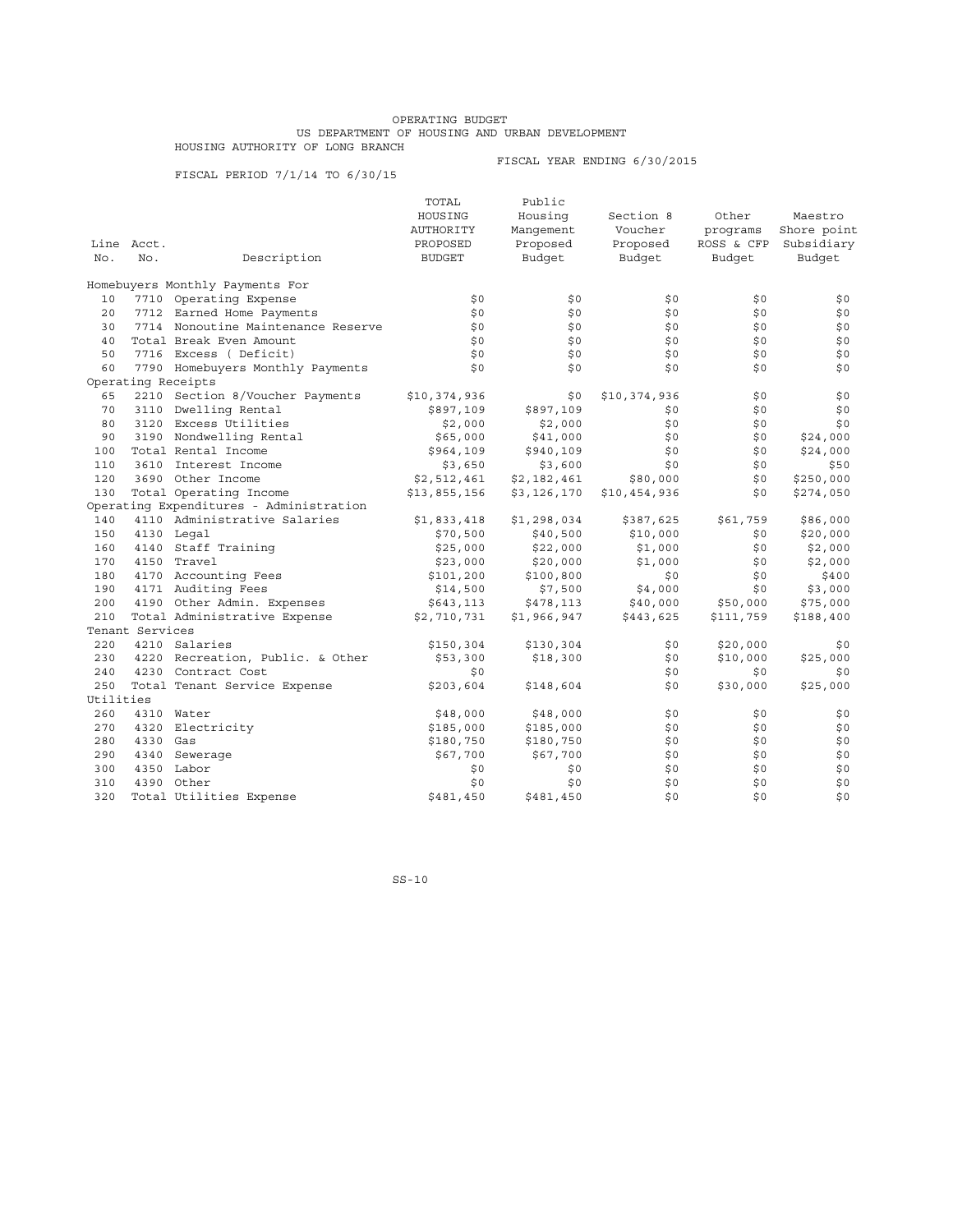OPERATING BUDGET

US DEPARTMENT OF HOUSING AND URBAN DEVELOPMENT

HOUSING AUTHORITY OF LONG BRANCH

FISCAL YEAR ENDING 6/30/2015

FISCAL PERIOD 7/1/14 TO 6/30/15

| Line No. | Acct. No. | Description | TOTAL HOUSING AUTHORITY PROPOSED BUDGET | Public Housing Mangement Proposed Budget | Section 8 Voucher Proposed Budget | Other programs ROSS & CFP Budget | Maestro Shore point Subsidiary Budget |
|---|---|---|---|---|---|---|---|
| | | Homebuyers Monthly Payments For | | | | | |
| 10 | 7710 | Operating Expense | $0 | $0 | $0 | $0 | $0 |
| 20 | 7712 | Earned Home Payments | $0 | $0 | $0 | $0 | $0 |
| 30 | 7714 | Nonoutine Maintenance Reserve | $0 | $0 | $0 | $0 | $0 |
| 40 | | Total Break Even Amount | $0 | $0 | $0 | $0 | $0 |
| 50 | 7716 | Excess ( Deficit) | $0 | $0 | $0 | $0 | $0 |
| 60 | 7790 | Homebuyers Monthly Payments | $0 | $0 | $0 | $0 | $0 |
| | | Operating Receipts | | | | | |
| 65 | 2210 | Section 8/Voucher Payments | $10,374,936 | $0 | $10,374,936 | $0 | $0 |
| 70 | 3110 | Dwelling Rental | $897,109 | $897,109 | $0 | $0 | $0 |
| 80 | 3120 | Excess Utilities | $2,000 | $2,000 | $0 | $0 | $0 |
| 90 | 3190 | Nondwelling Rental | $65,000 | $41,000 | $0 | $0 | $24,000 |
| 100 | | Total Rental Income | $964,109 | $940,109 | $0 | $0 | $24,000 |
| 110 | 3610 | Interest Income | $3,650 | $3,600 | $0 | $0 | $50 |
| 120 | 3690 | Other Income | $2,512,461 | $2,182,461 | $80,000 | $0 | $250,000 |
| 130 | | Total Operating Income | $13,855,156 | $3,126,170 | $10,454,936 | $0 | $274,050 |
| | | Operating Expenditures - Administration | | | | | |
| 140 | 4110 | Administrative Salaries | $1,833,418 | $1,298,034 | $387,625 | $61,759 | $86,000 |
| 150 | 4130 | Legal | $70,500 | $40,500 | $10,000 | $0 | $20,000 |
| 160 | 4140 | Staff Training | $25,000 | $22,000 | $1,000 | $0 | $2,000 |
| 170 | 4150 | Travel | $23,000 | $20,000 | $1,000 | $0 | $2,000 |
| 180 | 4170 | Accounting Fees | $101,200 | $100,800 | $0 | $0 | $400 |
| 190 | 4171 | Auditing Fees | $14,500 | $7,500 | $4,000 | $0 | $3,000 |
| 200 | 4190 | Other Admin. Expenses | $643,113 | $478,113 | $40,000 | $50,000 | $75,000 |
| 210 | | Total Administrative Expense | $2,710,731 | $1,966,947 | $443,625 | $111,759 | $188,400 |
| | | Tenant Services | | | | | |
| 220 | 4210 | Salaries | $150,304 | $130,304 | $0 | $20,000 | $0 |
| 230 | 4220 | Recreation, Public. & Other | $53,300 | $18,300 | $0 | $10,000 | $25,000 |
| 240 | 4230 | Contract Cost | $0 | | $0 | $0 | $0 |
| 250 | | Total Tenant Service Expense | $203,604 | $148,604 | $0 | $30,000 | $25,000 |
| | | Utilities | | | | | |
| 260 | 4310 | Water | $48,000 | $48,000 | $0 | $0 | $0 |
| 270 | 4320 | Electricity | $185,000 | $185,000 | $0 | $0 | $0 |
| 280 | 4330 | Gas | $180,750 | $180,750 | $0 | $0 | $0 |
| 290 | 4340 | Sewerage | $67,700 | $67,700 | $0 | $0 | $0 |
| 300 | 4350 | Labor | $0 | $0 | $0 | $0 | $0 |
| 310 | 4390 | Other | $0 | $0 | $0 | $0 | $0 |
| 320 | | Total Utilities Expense | $481,450 | $481,450 | $0 | $0 | $0 |

SS-10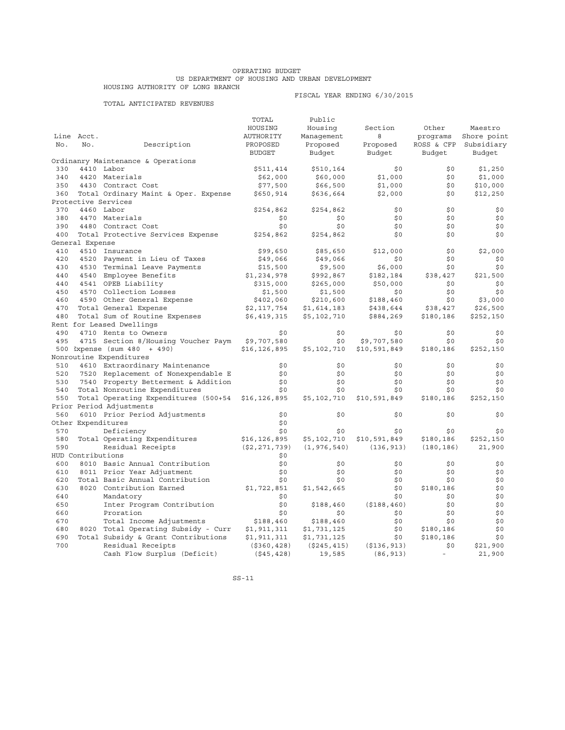OPERATING BUDGET

US DEPARTMENT OF HOUSING AND URBAN DEVELOPMENT

HOUSING AUTHORITY OF LONG BRANCH

FISCAL YEAR ENDING 6/30/2015

TOTAL ANTICIPATED REVENUES

| Line No. | Acct. No. | Description | TOTAL HOUSING AUTHORITY PROPOSED BUDGET | Public Housing Management Proposed Budget | Section 8 Proposed Budget | Other programs ROSS & CFP Budget | Maestro Shore point Subsidiary Budget |
|---|---|---|---|---|---|---|---|
| | | Ordinanry Maintenance & Operations | | | | | |
| 330 | 4410 | Labor | $511,414 | $510,164 | $0 | $0 | $1,250 |
| 340 | 4420 | Materials | $62,000 | $60,000 | $1,000 | $0 | $1,000 |
| 350 | 4430 | Contract Cost | $77,500 | $66,500 | $1,000 | $0 | $10,000 |
| 360 | | Total Ordinary Maint & Oper. Expense | $650,914 | $636,664 | $2,000 | $0 | $12,250 |
| | | Protective Services | | | | | |
| 370 | 4460 | Labor | $254,862 | $254,862 | $0 | $0 | $0 |
| 380 | 4470 | Materials | $0 | $0 | $0 | $0 | $0 |
| 390 | 4480 | Contract Cost | $0 | $0 | $0 | $0 | $0 |
| 400 | | Total Protective Services Expense | $254,862 | $254,862 | $0 | $0 | $0 |
| | | General Expense | | | | | |
| 410 | 4510 | Insurance | $99,650 | $85,650 | $12,000 | $0 | $2,000 |
| 420 | 4520 | Payment in Lieu of Taxes | $49,066 | $49,066 | $0 | $0 | $0 |
| 430 | 4530 | Terminal Leave Payments | $15,500 | $9,500 | $6,000 | $0 | $0 |
| 440 | 4540 | Employee Benefits | $1,234,978 | $992,867 | $182,184 | $38,427 | $21,500 |
| 440 | 4541 | OPEB Liability | $315,000 | $265,000 | $50,000 | $0 | $0 |
| 450 | 4570 | Collection Losses | $1,500 | $1,500 | $0 | $0 | $0 |
| 460 | 4590 | Other General Expense | $402,060 | $210,600 | $188,460 | $0 | $3,000 |
| 470 | | Total General Expense | $2,117,754 | $1,614,183 | $438,644 | $38,427 | $26,500 |
| 480 | | Total Sum of Routine Expenses | $6,419,315 | $5,102,710 | $884,269 | $180,186 | $252,150 |
| | | Rent for Leased Dwellings | | | | | |
| 490 | 4710 | Rents to Owners | $0 | $0 | $0 | $0 | $0 |
| 495 | 4715 | Section 8/Housing Voucher Paym | $9,707,580 | $0 | $9,707,580 | $0 | $0 |
| 500 | | Expense (sum 480 + 490) | $16,126,895 | $5,102,710 | $10,591,849 | $180,186 | $252,150 |
| | | Nonroutine Expenditures | | | | | |
| 510 | 4610 | Extraordinary Maintenance | $0 | $0 | $0 | $0 | $0 |
| 520 | 7520 | Replacement of Nonexpendable E | $0 | $0 | $0 | $0 | $0 |
| 530 | 7540 | Property Betterment & Addition | $0 | $0 | $0 | $0 | $0 |
| 540 | | Total Nonroutine Expenditures | $0 | $0 | $0 | $0 | $0 |
| 550 | | Total Operating Expenditures (500+54 | $16,126,895 | $5,102,710 | $10,591,849 | $180,186 | $252,150 |
| | | Prior Period Adjustments | | | | | |
| 560 | 6010 | Prior Period Adjustments | $0 | $0 | $0 | $0 | $0 |
| | | Other Expenditures | $0 | | | | |
| 570 | | Deficiency | $0 | $0 | $0 | $0 | $0 |
| 580 | | Total Operating Expenditures | $16,126,895 | $5,102,710 | $10,591,849 | $180,186 | $252,150 |
| 590 | | Residual Receipts | ($2,271,739) | (1,976,540) | (136,913) | (180,186) | 21,900 |
| | | HUD Contributions | $0 | | | | |
| 600 | 8010 | Basic Annual Contribution | $0 | $0 | $0 | $0 | $0 |
| 610 | 8011 | Prior Year Adjustment | $0 | $0 | $0 | $0 | $0 |
| 620 | | Total Basic Annual Contribution | $0 | $0 | $0 | $0 | $0 |
| 630 | 8020 | Contribution Earned | $1,722,851 | $1,542,665 | $0 | $180,186 | $0 |
| 640 | | Mandatory | $0 | | $0 | $0 | $0 |
| 650 | | Inter Program Contribution | $0 | $188,460 | ($188,460) | $0 | $0 |
| 660 | | Proration | $0 | $0 | $0 | $0 | $0 |
| 670 | | Total Income Adjustments | $188,460 | $188,460 | $0 | $0 | $0 |
| 680 | 8020 | Total Operating Subsidy - Curr | $1,911,311 | $1,731,125 | $0 | $180,186 | $0 |
| 690 | | Total Subsidy & Grant Contributions | $1,911,311 | $1,731,125 | $0 | $180,186 | $0 |
| 700 | | Residual Receipts | ($360,428) | ($245,415) | ($136,913) | $0 | $21,900 |
| | | Cash Flow Surplus (Deficit) | ($45,428) | 19,585 | (86,913) | - | 21,900 |

SS-11